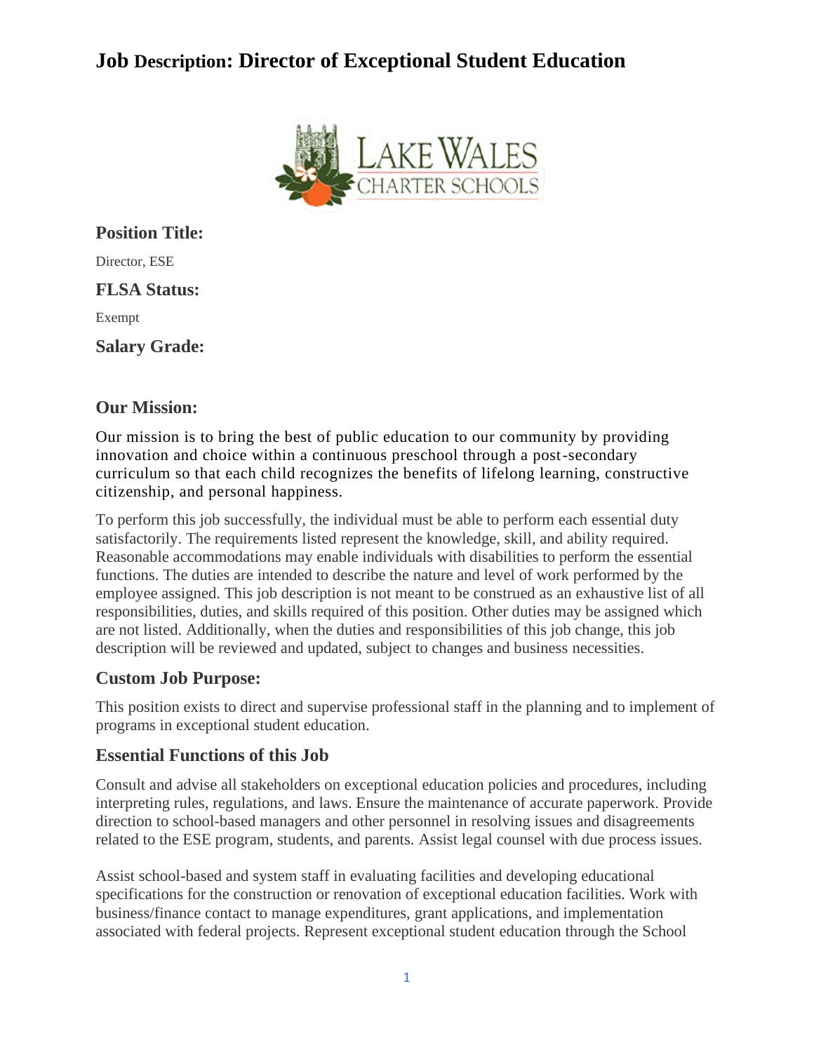# Job Description: Director of Exceptional Student Education

### Position Title:

Director, ESE

### FLSA Status:

Exempt

### Salary Grade:

### Our Mission:

Our mission is to bring the best of public education to our community by providing innovation and choice within a continuous preschool through a post-secondary curriculum so that each child recognizes the benefits of lifelong learning, constructive citizenship, and personal happiness.

To perform this job successfully, the individual must be able to perform each essential duty satisfactorily. The requirements listed represent the knowledge, skill, and ability required. Reasonable accommodations may enable individuals with disabilities to perform the essential functions. The duties are intended to describe the nature and level of work performed by the employee assigned. This job description is not meant to be construed as an exhaustive list of all responsibilities, duties, and skills required of this position. Other duties may be assigned which are not listed. Additionally, when the duties and responsibilities of this job change, this job description will be reviewed and updated, subject to changes and business necessities.

### Custom Job Purpose:

This position exists to direct and supervise professional staff in the planning and to implement of programs in exceptional student education.

### Essential Functions of this Job

Consult and advise all stakeholders on exceptional education policies and procedures, including interpreting rules, regulations, and laws. Ensure the maintenance of accurate paperwork. Provide direction to school-based managers and other personnel in resolving issues and disagreements related to the ESE program, students, and parents. Assist legal counsel with due process issues.

Assist school-based and system staff in evaluating facilities and developing educational specifications for the construction or renovation of exceptional education facilities. Work with business/finance contact to manage expenditures, grant applications, and implementation associated with federal projects. Represent exceptional student education through the School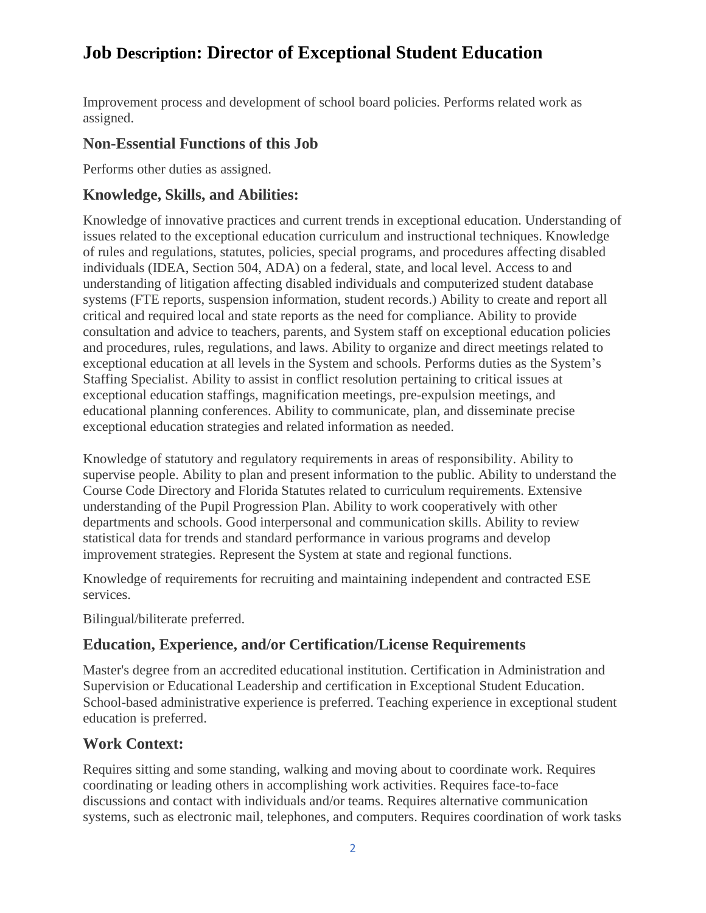Improvement process and development of school board policies. Performs related work as assigned.

## Non-Essential Functions of this Job

Performs other duties as assigned.

## Knowledge, Skills, and Abilities:

Knowledge of innovative practices and current trends in exceptional education. Understanding of issues related to the exceptional education curriculum and instructional techniques. Knowledge of rules and regulations, statutes, policies, special programs, and procedures affecting disabled individuals (IDEA, Section 504, ADA) on a federal, state, and local level. Access to and understanding of litigation affecting disabled individuals and computerized student database systems (FTE reports, suspension information, student records.) Ability to create and report all critical and required local and state reports as the need for compliance. Ability to provide consultation and advice to teachers, parents, and System staff on exceptional education policies and procedures, rules, regulations, and laws. Ability to organize and direct meetings related to exceptional education at all levels in the System and schools. Performs duties as the System's Staffing Specialist. Ability to assist in conflict resolution pertaining to critical issues at exceptional education staffings, magnification meetings, pre-expulsion meetings, and educational planning conferences. Ability to communicate, plan, and disseminate precise exceptional education strategies and related information as needed.

Knowledge of statutory and regulatory requirements in areas of responsibility. Ability to supervise people. Ability to plan and present information to the public. Ability to understand the Course Code Directory and Florida Statutes related to curriculum requirements. Extensive understanding of the Pupil Progression Plan. Ability to work cooperatively with other departments and schools. Good interpersonal and communication skills. Ability to review statistical data for trends and standard performance in various programs and develop improvement strategies. Represent the System at state and regional functions.

Knowledge of requirements for recruiting and maintaining independent and contracted ESE services.

Bilingual/biliterate preferred.

## Education, Experience, and/or Certification/License Requirements

Master's degree from an accredited educational institution. Certification in Administration and Supervision or Educational Leadership and certification in Exceptional Student Education. School-based administrative experience is preferred. Teaching experience in exceptional student education is preferred.

## Work Context:

Requires sitting and some standing, walking and moving about to coordinate work. Requires coordinating or leading others in accomplishing work activities. Requires face-to-face discussions and contact with individuals and/or teams. Requires alternative communication systems, such as electronic mail, telephones, and computers. Requires coordination of work tasks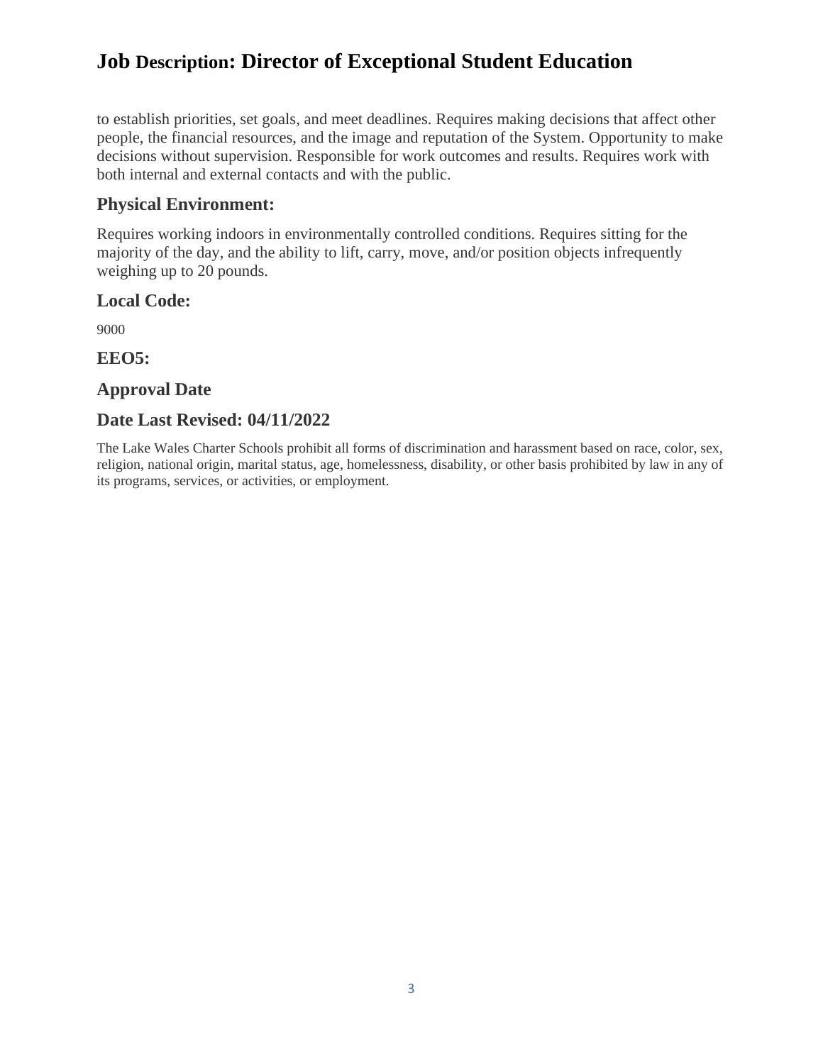to establish priorities, set goals, and meet deadlines. Requires making decisions that affect other people, the financial resources, and the image and reputation of the System. Opportunity to make decisions without supervision. Responsible for work outcomes and results. Requires work with both internal and external contacts and with the public.

## Physical Environment:

Requires working indoors in environmentally controlled conditions. Requires sitting for the majority of the day, and the ability to lift, carry, move, and/or position objects infrequently weighing up to 20 pounds.

## Local Code:

9000

## EEO5:

## Approval Date

## Date Last Revised: 04/11/2022

The Lake Wales Charter Schools prohibit all forms of discrimination and harassment based on race, color, sex, religion, national origin, marital status, age, homelessness, disability, or other basis prohibited by law in any of its programs, services, or activities, or employment.